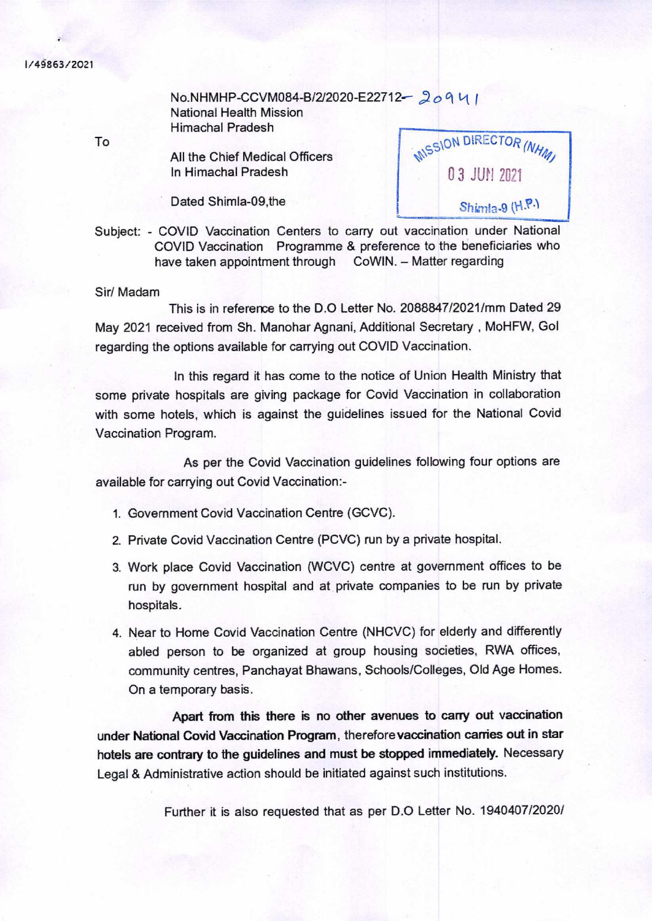I/49863/2021

No.NHMHP-CCVM084-B/2/2020-E22712– 20941
National Health Mission
Himachal Pradesh

To

All the Chief Medical Officers
In Himachal Pradesh

MISSION DIRECTOR (NHM)
03 JUN 2021
Shimla-9 (H.P.)

Dated Shimla-09,the

Subject: - COVID Vaccination Centers to carry out vaccination under National COVID Vaccination Programme & preference to the beneficiaries who have taken appointment through CoWIN. – Matter regarding

Sir/ Madam

This is in reference to the D.O Letter No. 2088847/2021/mm Dated 29 May 2021 received from Sh. Manohar Agnani, Additional Secretary , MoHFW, GoI regarding the options available for carrying out COVID Vaccination.

In this regard it has come to the notice of Union Health Ministry that some private hospitals are giving package for Covid Vaccination in collaboration with some hotels, which is against the guidelines issued for the National Covid Vaccination Program.

As per the Covid Vaccination guidelines following four options are available for carrying out Covid Vaccination:-

1. Government Covid Vaccination Centre (GCVC).
2. Private Covid Vaccination Centre (PCVC) run by a private hospital.
3. Work place Covid Vaccination (WCVC) centre at government offices to be run by government hospital and at private companies to be run by private hospitals.
4. Near to Home Covid Vaccination Centre (NHCVC) for elderly and differently abled person to be organized at group housing societies, RWA offices, community centres, Panchayat Bhawans, Schools/Colleges, Old Age Homes. On a temporary basis.

**Apart from this there is no other avenues to carry out vaccination under National Covid Vaccination Program**, therefore **vaccination carries out in star hotels are contrary to the guidelines and must be stopped immediately.** Necessary Legal & Administrative action should be initiated against such institutions.

Further it is also requested that as per D.O Letter No. 1940407/2020/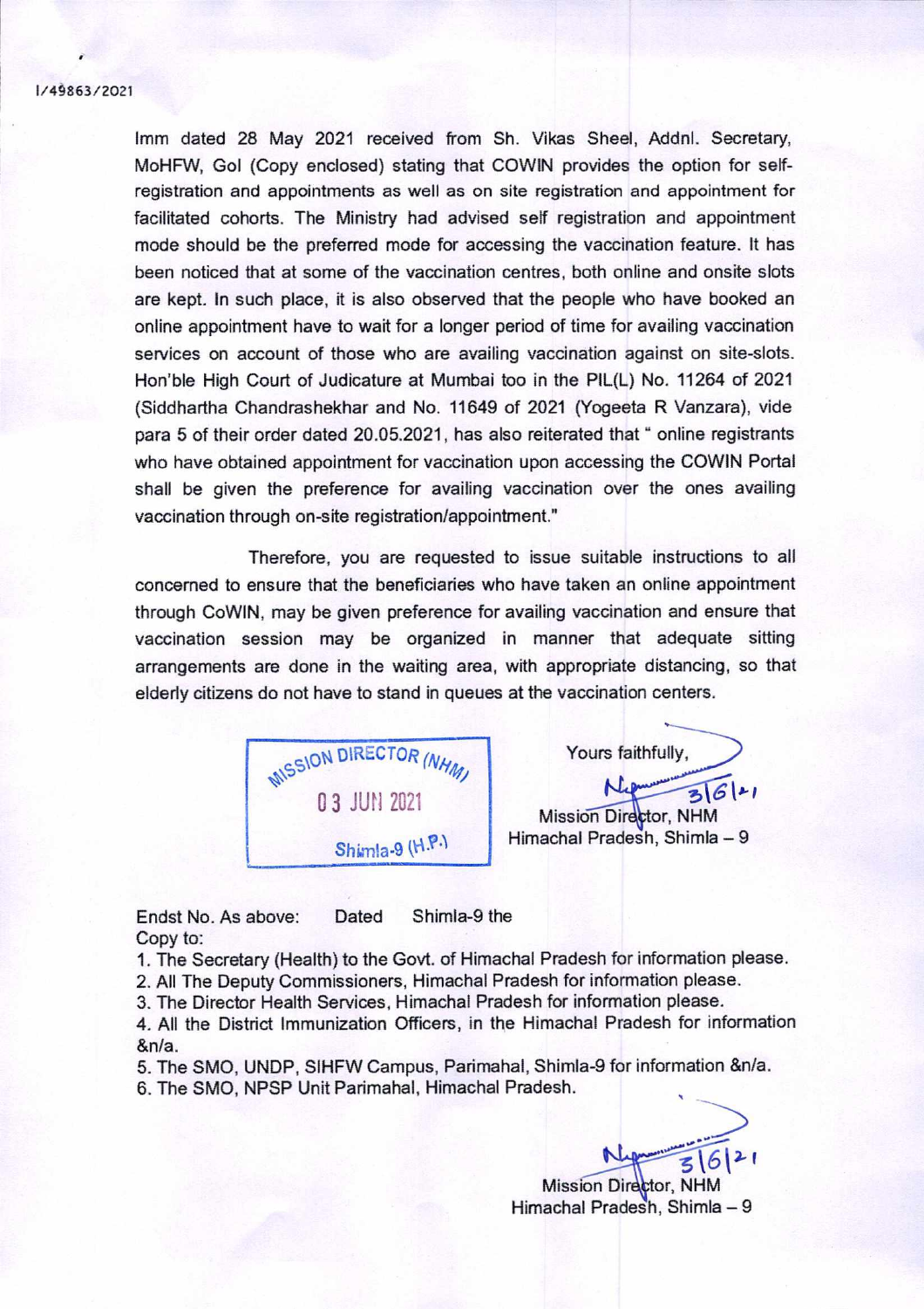I/49863/2021

Imm dated 28 May 2021 received from Sh. Vikas Sheel, Addnl. Secretary, MoHFW, GoI (Copy enclosed) stating that COWIN provides the option for self-registration and appointments as well as on site registration and appointment for facilitated cohorts. The Ministry had advised self registration and appointment mode should be the preferred mode for accessing the vaccination feature. It has been noticed that at some of the vaccination centres, both online and onsite slots are kept. In such place, it is also observed that the people who have booked an online appointment have to wait for a longer period of time for availing vaccination services on account of those who are availing vaccination against on site-slots. Hon'ble High Court of Judicature at Mumbai too in the PIL(L) No. 11264 of 2021 (Siddhartha Chandrashekhar and No. 11649 of 2021 (Yogeeta R Vanzara), vide para 5 of their order dated 20.05.2021, has also reiterated that " online registrants who have obtained appointment for vaccination upon accessing the COWIN Portal shall be given the preference for availing vaccination over the ones availing vaccination through on-site registration/appointment."

Therefore, you are requested to issue suitable instructions to all concerned to ensure that the beneficiaries who have taken an online appointment through CoWIN, may be given preference for availing vaccination and ensure that vaccination session may be organized in manner that adequate sitting arrangements are done in the waiting area, with appropriate distancing, so that elderly citizens do not have to stand in queues at the vaccination centers.

MISSION DIRECTOR (NHM)
03 JUN 2021
Shimla-9 (H.P.)

Yours faithfully,

3/6/21

Mission Director, NHM
Himachal Pradesh, Shimla – 9

Endst No. As above: Dated Shimla-9 the

Copy to:

1. The Secretary (Health) to the Govt. of Himachal Pradesh for information please.
2. All The Deputy Commissioners, Himachal Pradesh for information please.
3. The Director Health Services, Himachal Pradesh for information please.
4. All the District Immunization Officers, in the Himachal Pradesh for information &n/a.
5. The SMO, UNDP, SIHFW Campus, Parimahal, Shimla-9 for information &n/a.
6. The SMO, NPSP Unit Parimahal, Himachal Pradesh.

3/6/21

Mission Director, NHM
Himachal Pradesh, Shimla – 9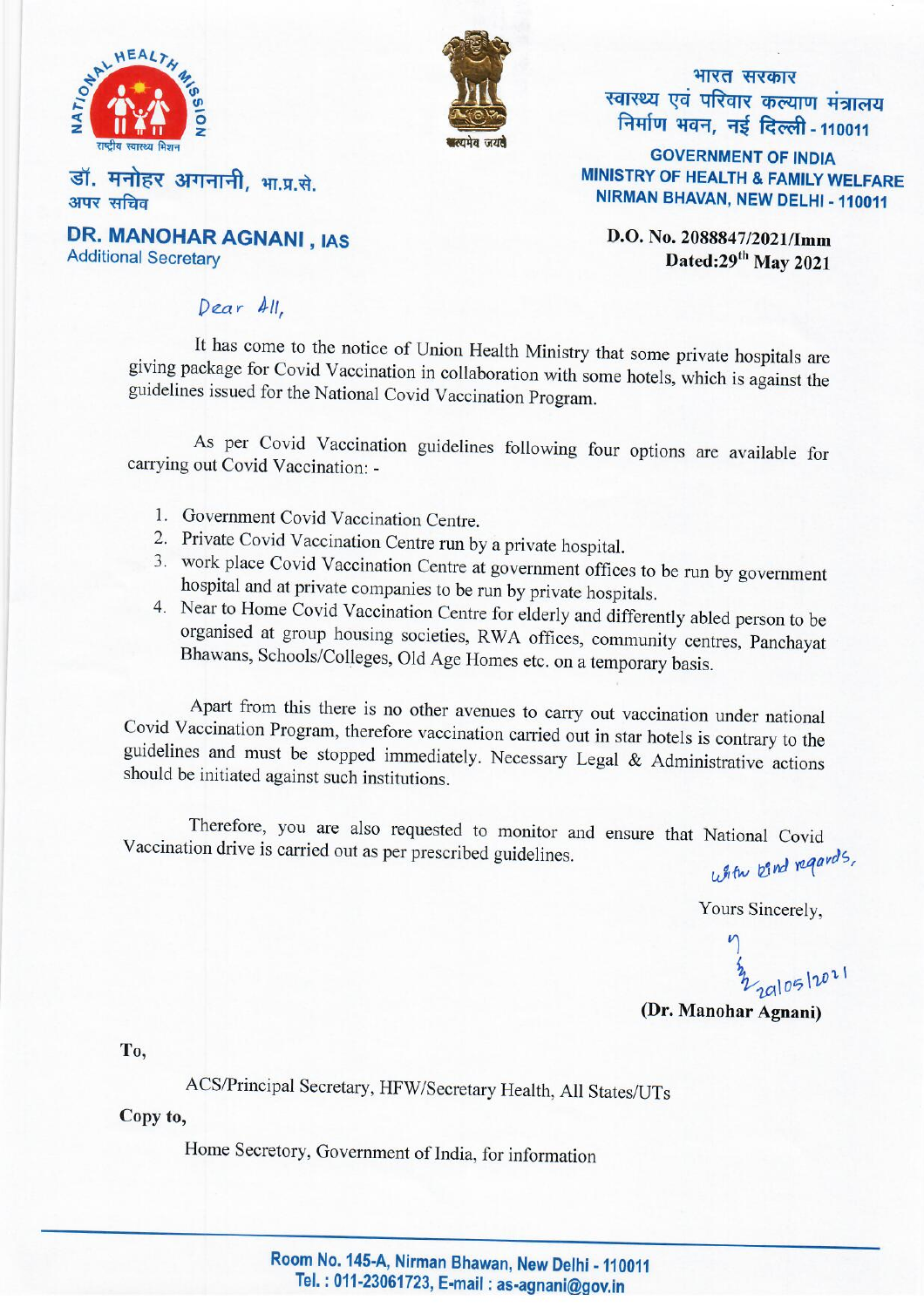राष्ट्रीय स्वास्थ्य मिशन

NATIONAL HEALTH MISSION

सत्यमेव जयते

डॉ. मनोहर अगनानी, भा.प्र.से.
अपर सचिव

**DR. MANOHAR AGNANI, IAS**
Additional Secretary

भारत सरकार
स्वास्थ्य एवं परिवार कल्याण मंत्रालय
निर्माण भवन, नई दिल्ली - 110011

**GOVERNMENT OF INDIA**
**MINISTRY OF HEALTH & FAMILY WELFARE**
**NIRMAN BHAVAN, NEW DELHI - 110011**

**D.O. No. 2088847/2021/Imm**
**Dated:29th May 2021**

Dear All,

It has come to the notice of Union Health Ministry that some private hospitals are giving package for Covid Vaccination in collaboration with some hotels, which is against the guidelines issued for the National Covid Vaccination Program.

As per Covid Vaccination guidelines following four options are available for carrying out Covid Vaccination: -

1. Government Covid Vaccination Centre.
2. Private Covid Vaccination Centre run by a private hospital.
3. work place Covid Vaccination Centre at government offices to be run by government hospital and at private companies to be run by private hospitals.
4. Near to Home Covid Vaccination Centre for elderly and differently abled person to be organised at group housing societies, RWA offices, community centres, Panchayat Bhawans, Schools/Colleges, Old Age Homes etc. on a temporary basis.

Apart from this there is no other avenues to carry out vaccination under national Covid Vaccination Program, therefore vaccination carried out in star hotels is contrary to the guidelines and must be stopped immediately. Necessary Legal & Administrative actions should be initiated against such institutions.

Therefore, you are also requested to monitor and ensure that National Covid Vaccination drive is carried out as per prescribed guidelines.

With kind regards,

Yours Sincerely,

29/05/2021

**(Dr. Manohar Agnani)**

**To,**

ACS/Principal Secretary, HFW/Secretary Health, All States/UTs

**Copy to,**

Home Secretory, Government of India, for information

**Room No. 145-A, Nirman Bhawan, New Delhi - 110011**
**Tel. : 011-23061723, E-mail : as-agnani@gov.in**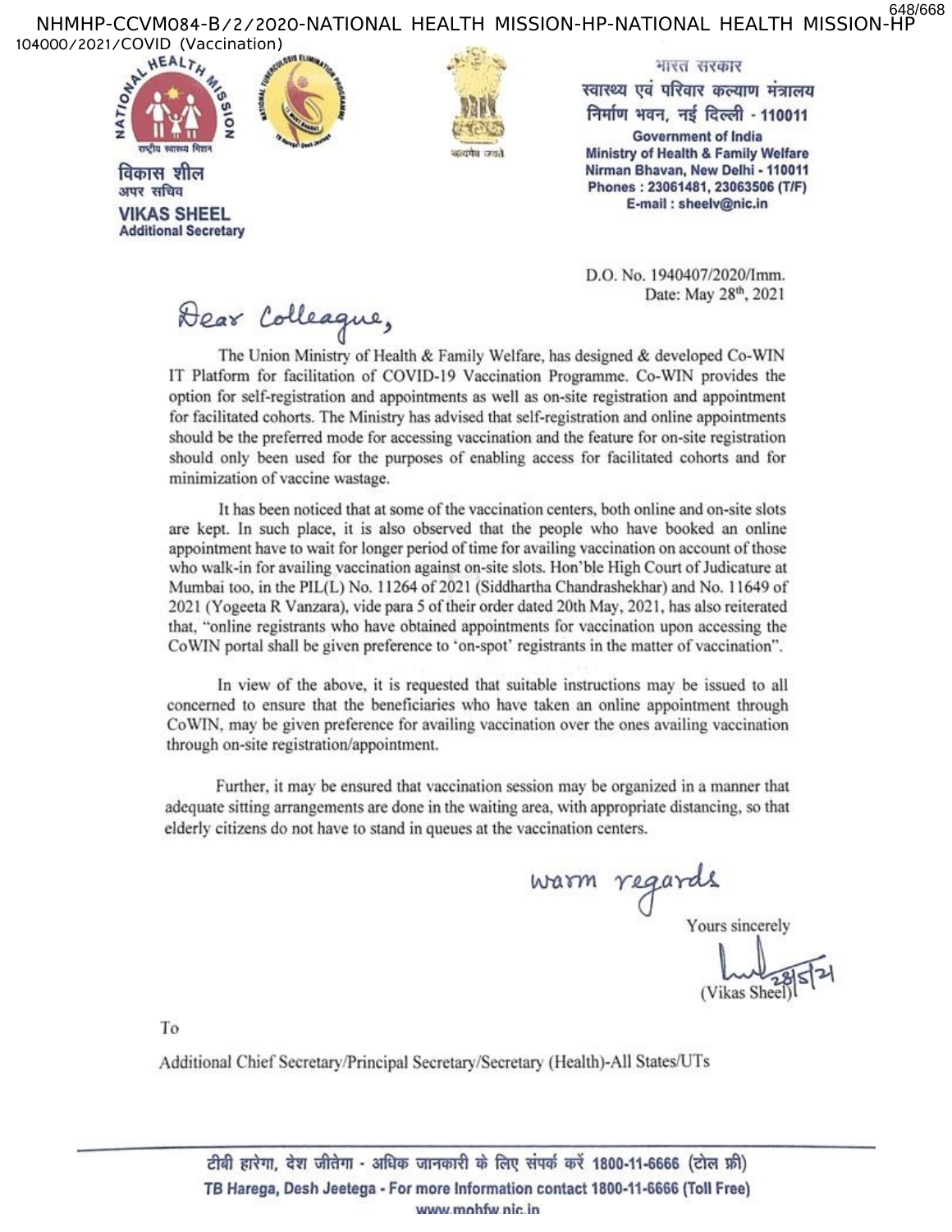विकास शील
अपर सचिव

**VIKAS SHEEL**
**Additional Secretary**

भारत सरकार
स्वास्थ्य एवं परिवार कल्याण मंत्रालय
निर्माण भवन, नई दिल्ली - 110011

**Government of India**
**Ministry of Health & Family Welfare**
**Nirman Bhavan, New Delhi - 110011**
**Phones : 23061481, 23063506 (T/F)**
**E-mail : sheelv@nic.in**

D.O. No. 1940407/2020/Imm.
Date: May 28th, 2021

Dear Colleague,

The Union Ministry of Health & Family Welfare, has designed & developed Co-WIN IT Platform for facilitation of COVID-19 Vaccination Programme. Co-WIN provides the option for self-registration and appointments as well as on-site registration and appointment for facilitated cohorts. The Ministry has advised that self-registration and online appointments should be the preferred mode for accessing vaccination and the feature for on-site registration should only been used for the purposes of enabling access for facilitated cohorts and for minimization of vaccine wastage.

It has been noticed that at some of the vaccination centers, both online and on-site slots are kept. In such place, it is also observed that the people who have booked an online appointment have to wait for longer period of time for availing vaccination on account of those who walk-in for availing vaccination against on-site slots. Hon'ble High Court of Judicature at Mumbai too, in the PIL(L) No. 11264 of 2021 (Siddhartha Chandrashekhar) and No. 11649 of 2021 (Yogeeta R Vanzara), vide para 5 of their order dated 20th May, 2021, has also reiterated that, "online registrants who have obtained appointments for vaccination upon accessing the CoWIN portal shall be given preference to 'on-spot' registrants in the matter of vaccination".

In view of the above, it is requested that suitable instructions may be issued to all concerned to ensure that the beneficiaries who have taken an online appointment through CoWIN, may be given preference for availing vaccination over the ones availing vaccination through on-site registration/appointment.

Further, it may be ensured that vaccination session may be organized in a manner that adequate sitting arrangements are done in the waiting area, with appropriate distancing, so that elderly citizens do not have to stand in queues at the vaccination centers.

warm regards

Yours sincerely

28/5/21
(Vikas Sheel)

To

Additional Chief Secretary/Principal Secretary/Secretary (Health)-All States/UTs

टीबी हारेगा, देश जीतेगा - अधिक जानकारी के लिए संपर्क करें 1800-11-6666 (टोल फ्री)
**TB Harega, Desh Jeetega - For more Information contact 1800-11-6666 (Toll Free)**
www.mohfw.nic.in